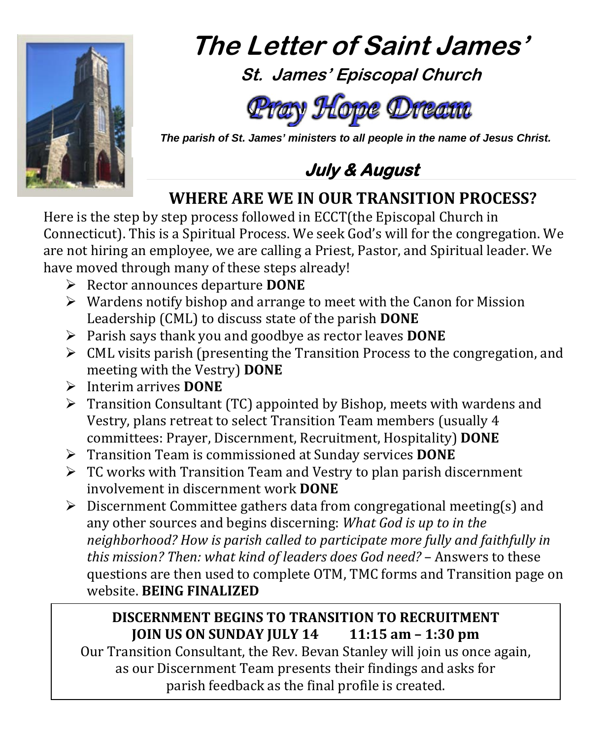# The Letter of Saint James'

### St. James' Episcopal Church

**Pray Hope Dream**

***The parish of St. James' ministers to all people in the name of Jesus Christ.***

### *July & August*

## WHERE ARE WE IN OUR TRANSITION PROCESS?

Here is the step by step process followed in ECCT(the Episcopal Church in Connecticut). This is a Spiritual Process. We seek God's will for the congregation. We are not hiring an employee, we are calling a Priest, Pastor, and Spiritual leader. We have moved through many of these steps already!

- Rector announces departure **DONE**
- Wardens notify bishop and arrange to meet with the Canon for Mission Leadership (CML) to discuss state of the parish **DONE**
- Parish says thank you and goodbye as rector leaves **DONE**
- CML visits parish (presenting the Transition Process to the congregation, and meeting with the Vestry) **DONE**
- Interim arrives **DONE**
- Transition Consultant (TC) appointed by Bishop, meets with wardens and Vestry, plans retreat to select Transition Team members (usually 4 committees: Prayer, Discernment, Recruitment, Hospitality) **DONE**
- Transition Team is commissioned at Sunday services **DONE**
- TC works with Transition Team and Vestry to plan parish discernment involvement in discernment work **DONE**
- Discernment Committee gathers data from congregational meeting(s) and any other sources and begins discerning: *What God is up to in the neighborhood? How is parish called to participate more fully and faithfully in this mission? Then: what kind of leaders does God need?* – Answers to these questions are then used to complete OTM, TMC forms and Transition page on website. **BEING FINALIZED**

**DISCERNMENT BEGINS TO TRANSITION TO RECRUITMENT**
**JOIN US ON SUNDAY JULY 14 11:15 am – 1:30 pm**
Our Transition Consultant, the Rev. Bevan Stanley will join us once again, as our Discernment Team presents their findings and asks for parish feedback as the final profile is created.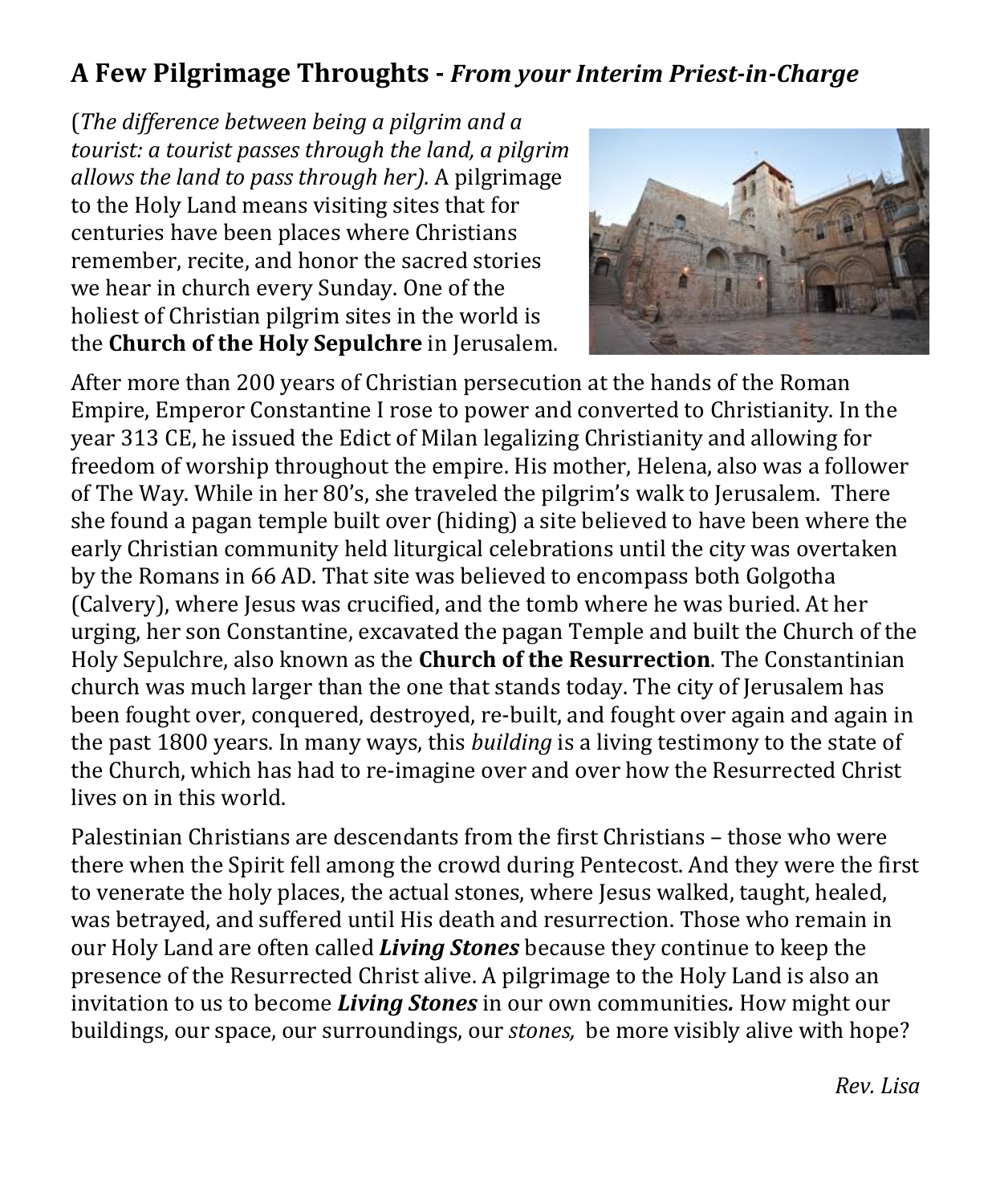## A Few Pilgrimage Throughts - *From your Interim Priest-in-Charge*

(*The difference between being a pilgrim and a tourist: a tourist passes through the land, a pilgrim allows the land to pass through her).* A pilgrimage to the Holy Land means visiting sites that for centuries have been places where Christians remember, recite, and honor the sacred stories we hear in church every Sunday. One of the holiest of Christian pilgrim sites in the world is the **Church of the Holy Sepulchre** in Jerusalem.

After more than 200 years of Christian persecution at the hands of the Roman Empire, Emperor Constantine I rose to power and converted to Christianity. In the year 313 CE, he issued the Edict of Milan legalizing Christianity and allowing for freedom of worship throughout the empire. His mother, Helena, also was a follower of The Way. While in her 80's, she traveled the pilgrim's walk to Jerusalem. There she found a pagan temple built over (hiding) a site believed to have been where the early Christian community held liturgical celebrations until the city was overtaken by the Romans in 66 AD. That site was believed to encompass both Golgotha (Calvery), where Jesus was crucified, and the tomb where he was buried. At her urging, her son Constantine, excavated the pagan Temple and built the Church of the Holy Sepulchre, also known as the **Church of the Resurrection**. The Constantinian church was much larger than the one that stands today. The city of Jerusalem has been fought over, conquered, destroyed, re-built, and fought over again and again in the past 1800 years. In many ways, this *building* is a living testimony to the state of the Church, which has had to re-imagine over and over how the Resurrected Christ lives on in this world.

Palestinian Christians are descendants from the first Christians – those who were there when the Spirit fell among the crowd during Pentecost. And they were the first to venerate the holy places, the actual stones, where Jesus walked, taught, healed, was betrayed, and suffered until His death and resurrection. Those who remain in our Holy Land are often called ***Living Stones*** because they continue to keep the presence of the Resurrected Christ alive. A pilgrimage to the Holy Land is also an invitation to us to become ***Living Stones*** in our own communities***.*** How might our buildings, our space, our surroundings, our *stones,* be more visibly alive with hope?

*Rev. Lisa*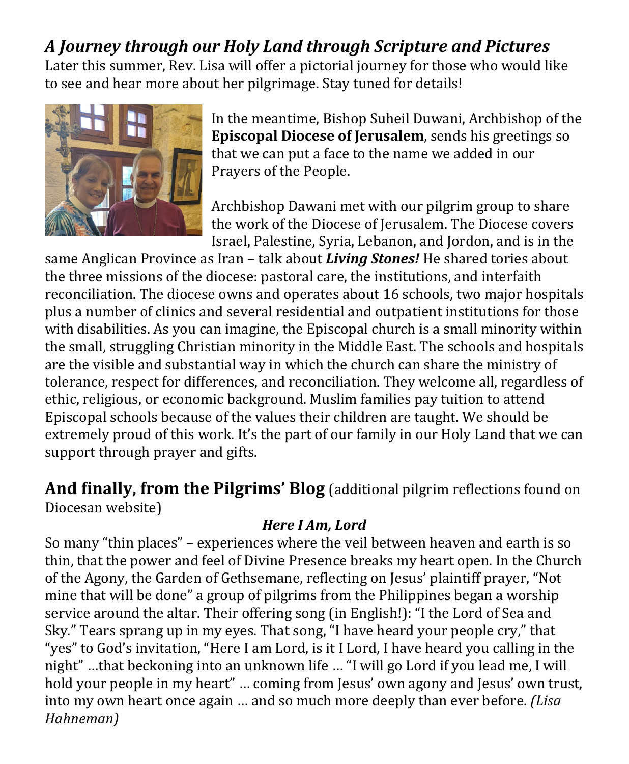## ***A Journey through our Holy Land through Scripture and Pictures***

Later this summer, Rev. Lisa will offer a pictorial journey for those who would like to see and hear more about her pilgrimage. Stay tuned for details!

In the meantime, Bishop Suheil Duwani, Archbishop of the **Episcopal Diocese of Jerusalem**, sends his greetings so that we can put a face to the name we added in our Prayers of the People.

Archbishop Dawani met with our pilgrim group to share the work of the Diocese of Jerusalem. The Diocese covers Israel, Palestine, Syria, Lebanon, and Jordon, and is in the same Anglican Province as Iran – talk about ***Living Stones!*** He shared tories about the three missions of the diocese: pastoral care, the institutions, and interfaith reconciliation. The diocese owns and operates about 16 schools, two major hospitals plus a number of clinics and several residential and outpatient institutions for those with disabilities. As you can imagine, the Episcopal church is a small minority within the small, struggling Christian minority in the Middle East. The schools and hospitals are the visible and substantial way in which the church can share the ministry of tolerance, respect for differences, and reconciliation. They welcome all, regardless of ethic, religious, or economic background. Muslim families pay tuition to attend Episcopal schools because of the values their children are taught. We should be extremely proud of this work. It's the part of our family in our Holy Land that we can support through prayer and gifts.

## **And finally, from the Pilgrims' Blog** (additional pilgrim reflections found on Diocesan website)

***Here I Am, Lord***

So many "thin places" – experiences where the veil between heaven and earth is so thin, that the power and feel of Divine Presence breaks my heart open. In the Church of the Agony, the Garden of Gethsemane, reflecting on Jesus' plaintiff prayer, "Not mine that will be done" a group of pilgrims from the Philippines began a worship service around the altar. Their offering song (in English!): "I the Lord of Sea and Sky." Tears sprang up in my eyes. That song, "I have heard your people cry," that "yes" to God's invitation, "Here I am Lord, is it I Lord, I have heard you calling in the night" …that beckoning into an unknown life … "I will go Lord if you lead me, I will hold your people in my heart" … coming from Jesus' own agony and Jesus' own trust, into my own heart once again … and so much more deeply than ever before. *(Lisa Hahneman)*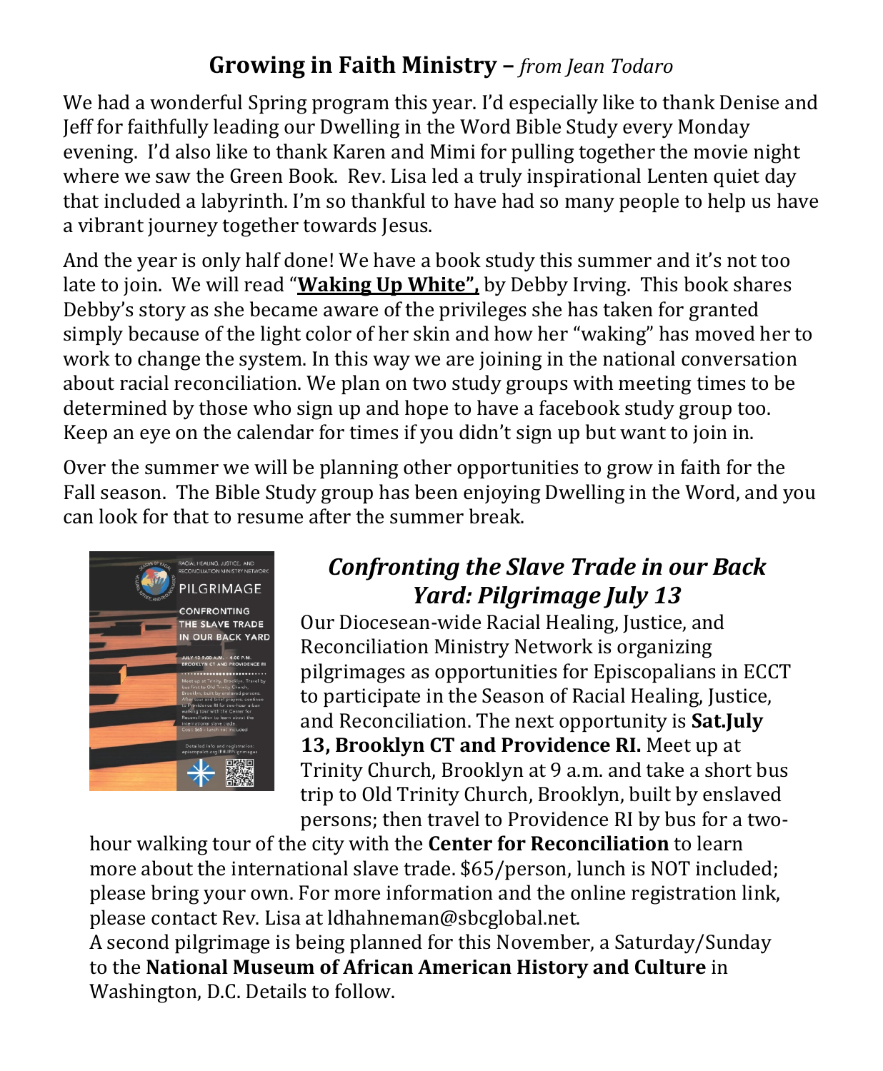## Growing in Faith Ministry – *from Jean Todaro*

We had a wonderful Spring program this year. I'd especially like to thank Denise and Jeff for faithfully leading our Dwelling in the Word Bible Study every Monday evening. I'd also like to thank Karen and Mimi for pulling together the movie night where we saw the Green Book. Rev. Lisa led a truly inspirational Lenten quiet day that included a labyrinth. I'm so thankful to have had so many people to help us have a vibrant journey together towards Jesus.

And the year is only half done! We have a book study this summer and it's not too late to join. We will read "**Waking Up White",** by Debby Irving. This book shares Debby's story as she became aware of the privileges she has taken for granted simply because of the light color of her skin and how her "waking" has moved her to work to change the system. In this way we are joining in the national conversation about racial reconciliation. We plan on two study groups with meeting times to be determined by those who sign up and hope to have a facebook study group too. Keep an eye on the calendar for times if you didn't sign up but want to join in.

Over the summer we will be planning other opportunities to grow in faith for the Fall season. The Bible Study group has been enjoying Dwelling in the Word, and you can look for that to resume after the summer break.

RACIAL HEALING, JUSTICE, AND RECONCILIATION MINISTRY NETWORK

PILGRIMAGE

CONFRONTING THE SLAVE TRADE IN OUR BACK YARD

JULY 13 9:00 A.M. - 4:00 P.M. BROOKLYN CT AND PROVIDENCE RI

Meet-up at Trinity, Brooklyn. Travel by bus first to Old Trinity Church, Brooklyn, built by enslaved persons. After tour and brief prayers, continue to Providence RI for two-hour urban walking tour with the Center for Reconciliation to learn about the international slave trade. Cost: $65 - lunch not included

Detailed info and registration: episcopalct.org/RHJR/Pilgrimages

### *Confronting the Slave Trade in our Back Yard: Pilgrimage July 13*

Our Diocesean-wide Racial Healing, Justice, and Reconciliation Ministry Network is organizing pilgrimages as opportunities for Episcopalians in ECCT to participate in the Season of Racial Healing, Justice, and Reconciliation. The next opportunity is **Sat.July 13, Brooklyn CT and Providence RI.** Meet up at Trinity Church, Brooklyn at 9 a.m. and take a short bus trip to Old Trinity Church, Brooklyn, built by enslaved persons; then travel to Providence RI by bus for a two-hour walking tour of the city with the **Center for Reconciliation** to learn more about the international slave trade. $65/person, lunch is NOT included; please bring your own. For more information and the online registration link, please contact Rev. Lisa at ldhahneman@sbcglobal.net.

A second pilgrimage is being planned for this November, a Saturday/Sunday to the **National Museum of African American History and Culture** in Washington, D.C. Details to follow.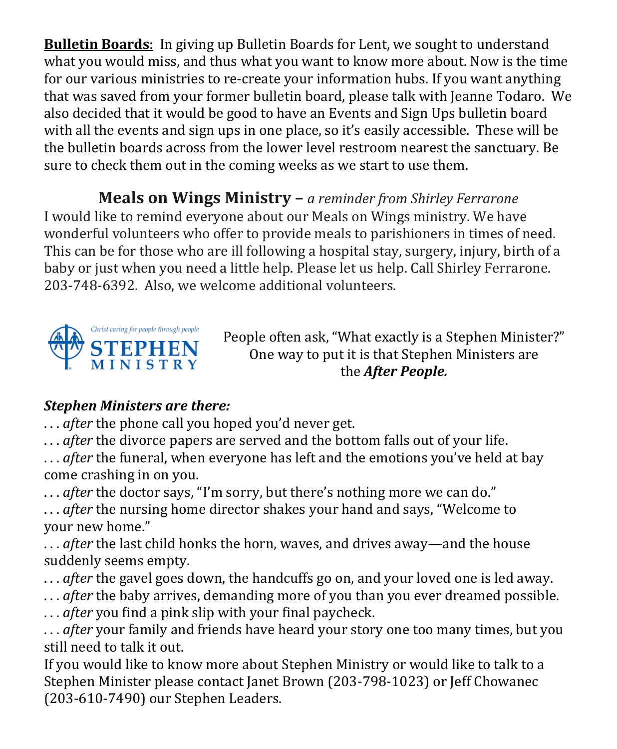**Bulletin Boards**: In giving up Bulletin Boards for Lent, we sought to understand what you would miss, and thus what you want to know more about. Now is the time for our various ministries to re-create your information hubs. If you want anything that was saved from your former bulletin board, please talk with Jeanne Todaro. We also decided that it would be good to have an Events and Sign Ups bulletin board with all the events and sign ups in one place, so it's easily accessible. These will be the bulletin boards across from the lower level restroom nearest the sanctuary. Be sure to check them out in the coming weeks as we start to use them.

## Meals on Wings Ministry – *a reminder from Shirley Ferrarone*

I would like to remind everyone about our Meals on Wings ministry. We have wonderful volunteers who offer to provide meals to parishioners in times of need. This can be for those who are ill following a hospital stay, surgery, injury, birth of a baby or just when you need a little help. Please let us help. Call Shirley Ferrarone. 203-748-6392. Also, we welcome additional volunteers.

Christ caring for people through people
**STEPHEN MINISTRY**

People often ask, "What exactly is a Stephen Minister?" One way to put it is that Stephen Ministers are the ***After People.***

***Stephen Ministers are there:***

. . . *after* the phone call you hoped you'd never get.
. . . *after* the divorce papers are served and the bottom falls out of your life.
. . . *after* the funeral, when everyone has left and the emotions you've held at bay come crashing in on you.
. . . *after* the doctor says, "I'm sorry, but there's nothing more we can do."
. . . *after* the nursing home director shakes your hand and says, "Welcome to your new home."
. . . *after* the last child honks the horn, waves, and drives away—and the house suddenly seems empty.
. . . *after* the gavel goes down, the handcuffs go on, and your loved one is led away.
. . . *after* the baby arrives, demanding more of you than you ever dreamed possible.
. . . *after* you find a pink slip with your final paycheck.
. . . *after* your family and friends have heard your story one too many times, but you still need to talk it out.

If you would like to know more about Stephen Ministry or would like to talk to a Stephen Minister please contact Janet Brown (203-798-1023) or Jeff Chowanec (203-610-7490) our Stephen Leaders.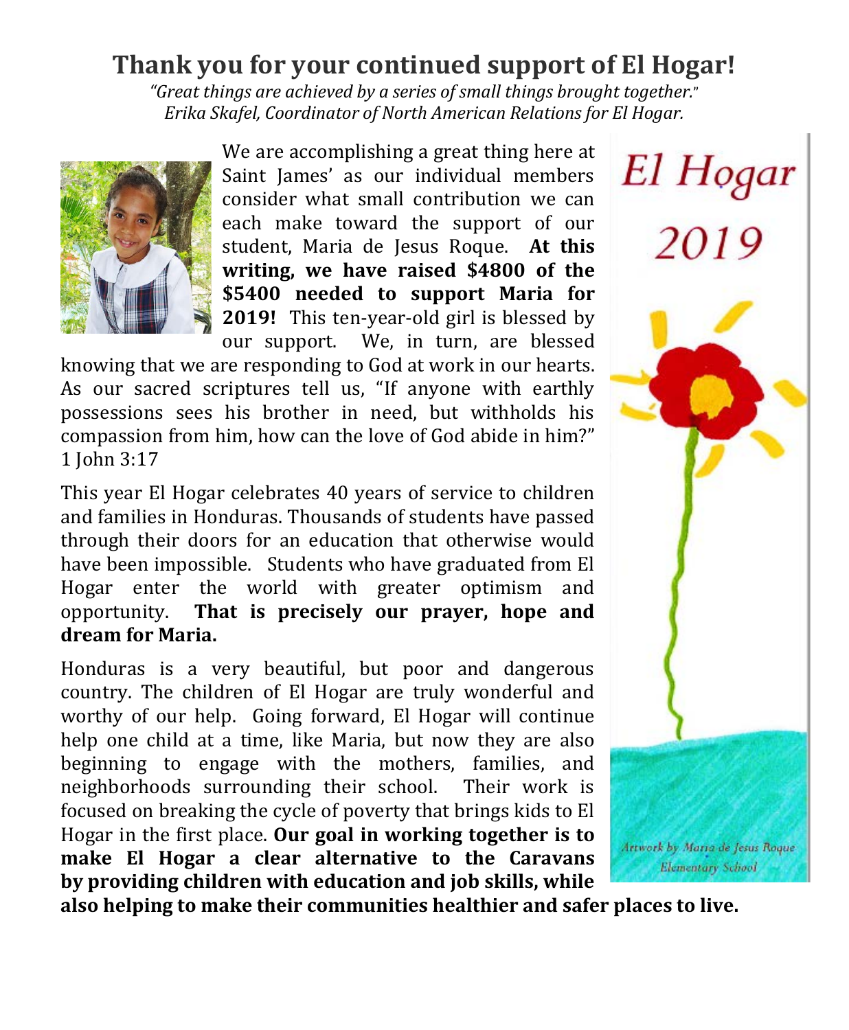# Thank you for your continued support of El Hogar!

*"Great things are achieved by a series of small things brought together."*
*Erika Skafel, Coordinator of North American Relations for El Hogar.*

We are accomplishing a great thing here at Saint James' as our individual members consider what small contribution we can each make toward the support of our student, Maria de Jesus Roque. **At this writing, we have raised $4800 of the $5400 needed to support Maria for 2019!** This ten-year-old girl is blessed by our support. We, in turn, are blessed knowing that we are responding to God at work in our hearts. As our sacred scriptures tell us, "If anyone with earthly possessions sees his brother in need, but withholds his compassion from him, how can the love of God abide in him?" 1 John 3:17

This year El Hogar celebrates 40 years of service to children and families in Honduras. Thousands of students have passed through their doors for an education that otherwise would have been impossible. Students who have graduated from El Hogar enter the world with greater optimism and opportunity. **That is precisely our prayer, hope and dream for Maria.**

Honduras is a very beautiful, but poor and dangerous country. The children of El Hogar are truly wonderful and worthy of our help. Going forward, El Hogar will continue help one child at a time, like Maria, but now they are also beginning to engage with the mothers, families, and neighborhoods surrounding their school. Their work is focused on breaking the cycle of poverty that brings kids to El Hogar in the first place. **Our goal in working together is to make El Hogar a clear alternative to the Caravans by providing children with education and job skills, while also helping to make their communities healthier and safer places to live.**

*El Hogar 2019*

*Artwork by Maria de Jesus Roque*
*Elementary School*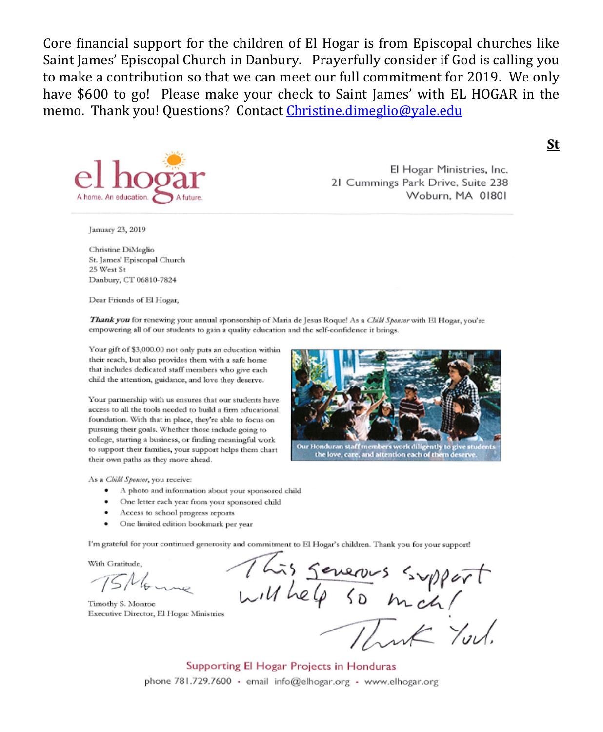Core financial support for the children of El Hogar is from Episcopal churches like Saint James' Episcopal Church in Danbury. Prayerfully consider if God is calling you to make a contribution so that we can meet our full commitment for 2019. We only have $600 to go! Please make your check to Saint James' with EL HOGAR in the memo. Thank you! Questions? Contact Christine.dimeglio@yale.edu

**St**

el hogar
A home. An education. A future.

El Hogar Ministries, Inc.
21 Cummings Park Drive, Suite 238
Woburn, MA 01801

January 23, 2019

Christine DiMeglio
St. James' Episcopal Church
25 West St
Danbury, CT 06810-7824

Dear Friends of El Hogar,

***Thank you*** for renewing your annual sponsorship of Maria de Jesus Roque! As a *Child Sponsor* with El Hogar, you're empowering all of our students to gain a quality education and the self-confidence it brings.

Your gift of $3,000.00 not only puts an education within their reach, but also provides them with a safe home that includes dedicated staff members who give each child the attention, guidance, and love they deserve.

Your partnership with us ensures that our students have access to all the tools needed to build a firm educational foundation. With that in place, they're able to focus on pursuing their goals. Whether those include going to college, starting a business, or finding meaningful work to support their families, your support helps them chart their own paths as they move ahead.

Our Honduran staff members work diligently to give students the love, care, and attention each of them deserve.

As a *Child Sponsor*, you receive:

- A photo and information about your sponsored child
- One letter each year from your sponsored child
- Access to school progress reports
- One limited edition bookmark per year

I'm grateful for your continued generosity and commitment to El Hogar's children. Thank you for your support!

With Gratitude,

TSMonroe

Timothy S. Monroe
Executive Director, El Hogar Ministries

This generous support will help so much! Thank You.

Supporting El Hogar Projects in Honduras

phone 781.729.7600 • email info@elhogar.org • www.elhogar.org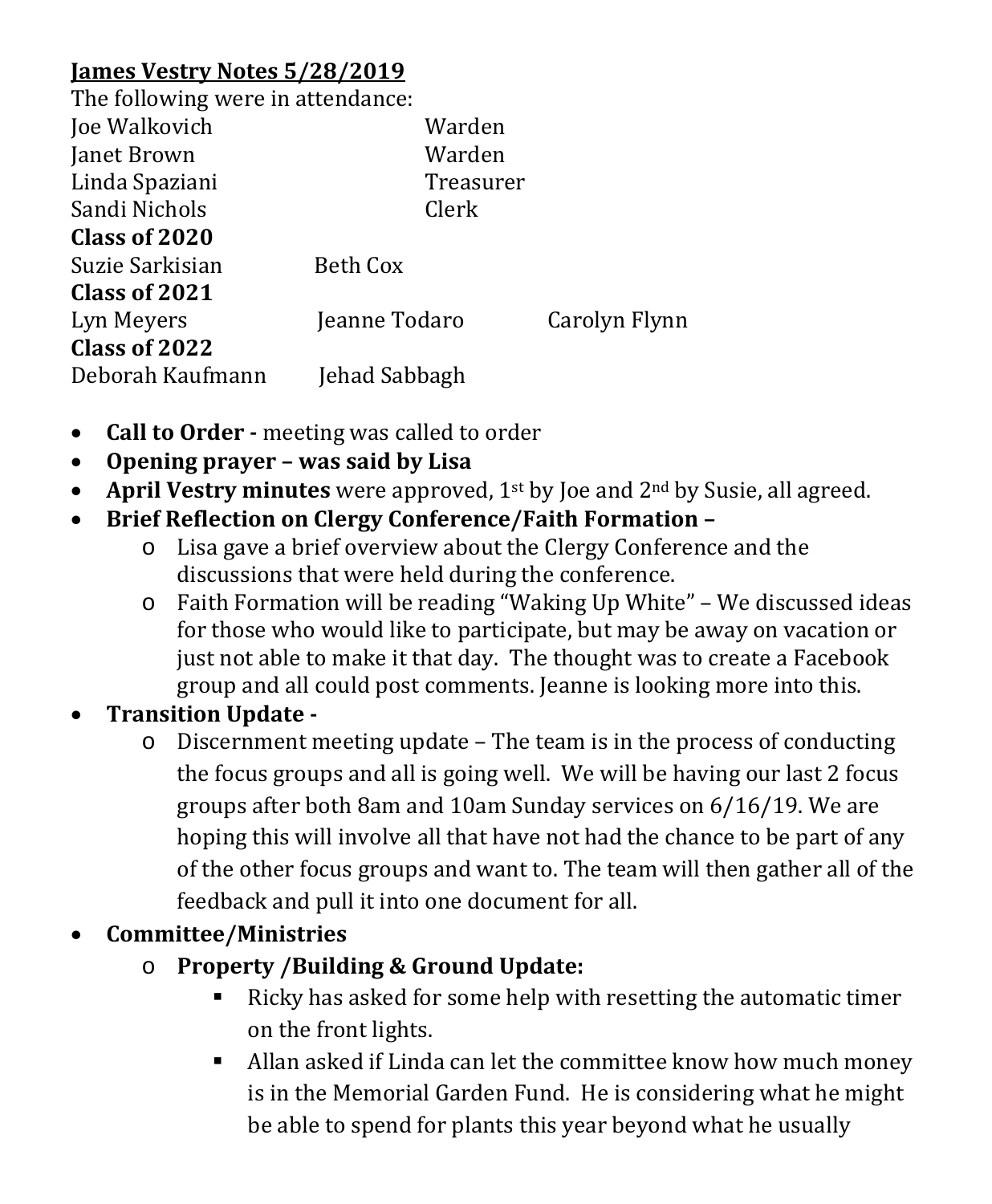**<u>James Vestry Notes 5/28/2019</u>**

The following were in attendance:

| | |
|---|---|
| Joe Walkovich | Warden |
| Janet Brown | Warden |
| Linda Spaziani | Treasurer |
| Sandi Nichols | Clerk |

**Class of 2020**

Suzie Sarkisian Beth Cox

**Class of 2021**

Lyn Meyers Jeanne Todaro Carolyn Flynn

**Class of 2022**

Deborah Kaufmann Jehad Sabbagh

- **Call to Order -** meeting was called to order
- **Opening prayer – was said by Lisa**
- **April Vestry minutes** were approved, 1st by Joe and 2nd by Susie, all agreed.
- **Brief Reflection on Clergy Conference/Faith Formation –**
  - Lisa gave a brief overview about the Clergy Conference and the discussions that were held during the conference.
  - Faith Formation will be reading "Waking Up White" – We discussed ideas for those who would like to participate, but may be away on vacation or just not able to make it that day. The thought was to create a Facebook group and all could post comments. Jeanne is looking more into this.
- **Transition Update -**
  - Discernment meeting update – The team is in the process of conducting the focus groups and all is going well. We will be having our last 2 focus groups after both 8am and 10am Sunday services on 6/16/19. We are hoping this will involve all that have not had the chance to be part of any of the other focus groups and want to. The team will then gather all of the feedback and pull it into one document for all.
- **Committee/Ministries**
  - **Property /Building & Ground Update:**
    - Ricky has asked for some help with resetting the automatic timer on the front lights.
    - Allan asked if Linda can let the committee know how much money is in the Memorial Garden Fund. He is considering what he might be able to spend for plants this year beyond what he usually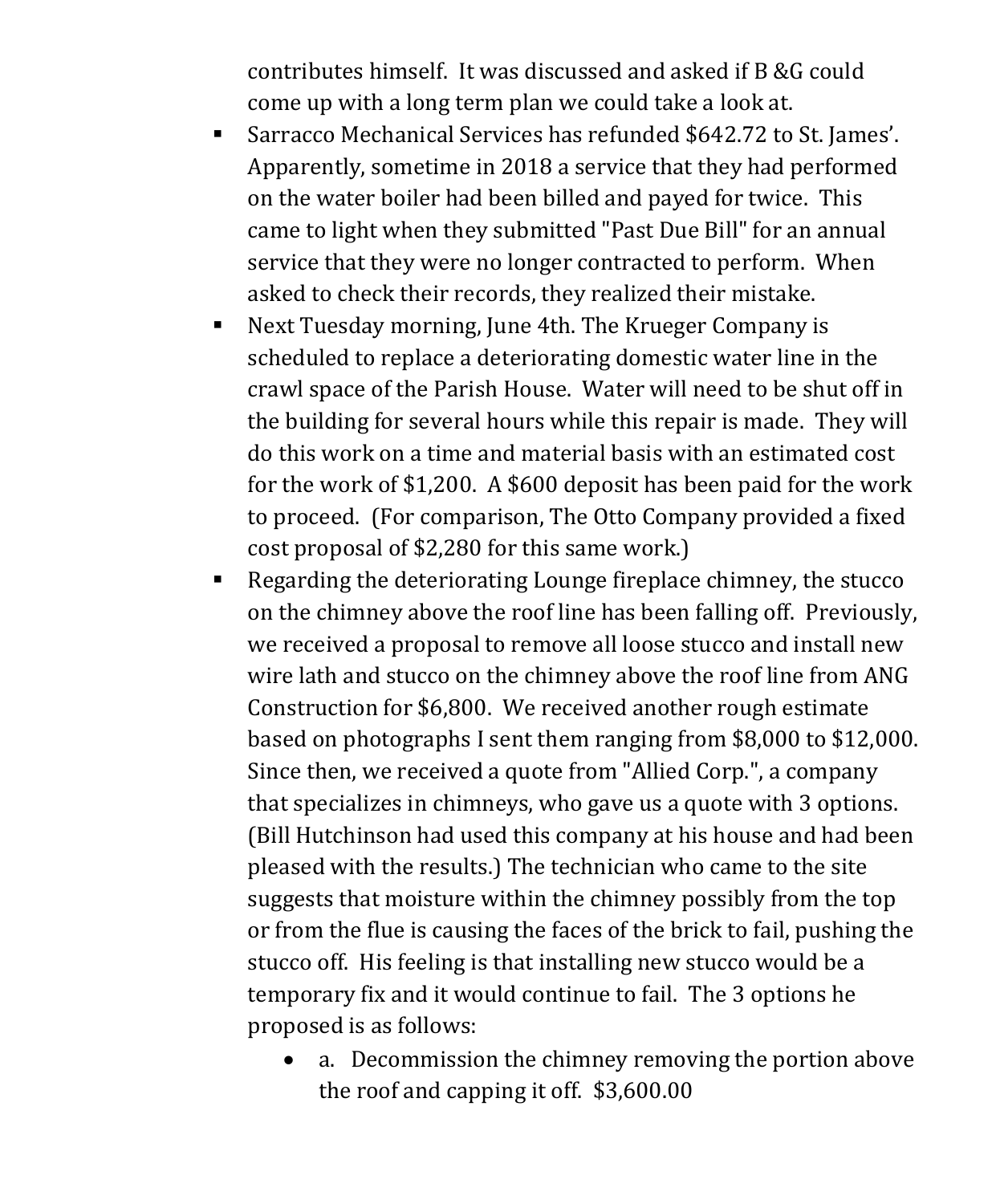contributes himself. It was discussed and asked if B &G could come up with a long term plan we could take a look at.

- Sarracco Mechanical Services has refunded $642.72 to St. James'. Apparently, sometime in 2018 a service that they had performed on the water boiler had been billed and payed for twice. This came to light when they submitted "Past Due Bill" for an annual service that they were no longer contracted to perform. When asked to check their records, they realized their mistake.
- Next Tuesday morning, June 4th. The Krueger Company is scheduled to replace a deteriorating domestic water line in the crawl space of the Parish House. Water will need to be shut off in the building for several hours while this repair is made. They will do this work on a time and material basis with an estimated cost for the work of $1,200. A $600 deposit has been paid for the work to proceed. (For comparison, The Otto Company provided a fixed cost proposal of $2,280 for this same work.)
- Regarding the deteriorating Lounge fireplace chimney, the stucco on the chimney above the roof line has been falling off. Previously, we received a proposal to remove all loose stucco and install new wire lath and stucco on the chimney above the roof line from ANG Construction for $6,800. We received another rough estimate based on photographs I sent them ranging from $8,000 to $12,000. Since then, we received a quote from "Allied Corp.", a company that specializes in chimneys, who gave us a quote with 3 options. (Bill Hutchinson had used this company at his house and had been pleased with the results.) The technician who came to the site suggests that moisture within the chimney possibly from the top or from the flue is causing the faces of the brick to fail, pushing the stucco off. His feeling is that installing new stucco would be a temporary fix and it would continue to fail. The 3 options he proposed is as follows:
    - a. Decommission the chimney removing the portion above the roof and capping it off. $3,600.00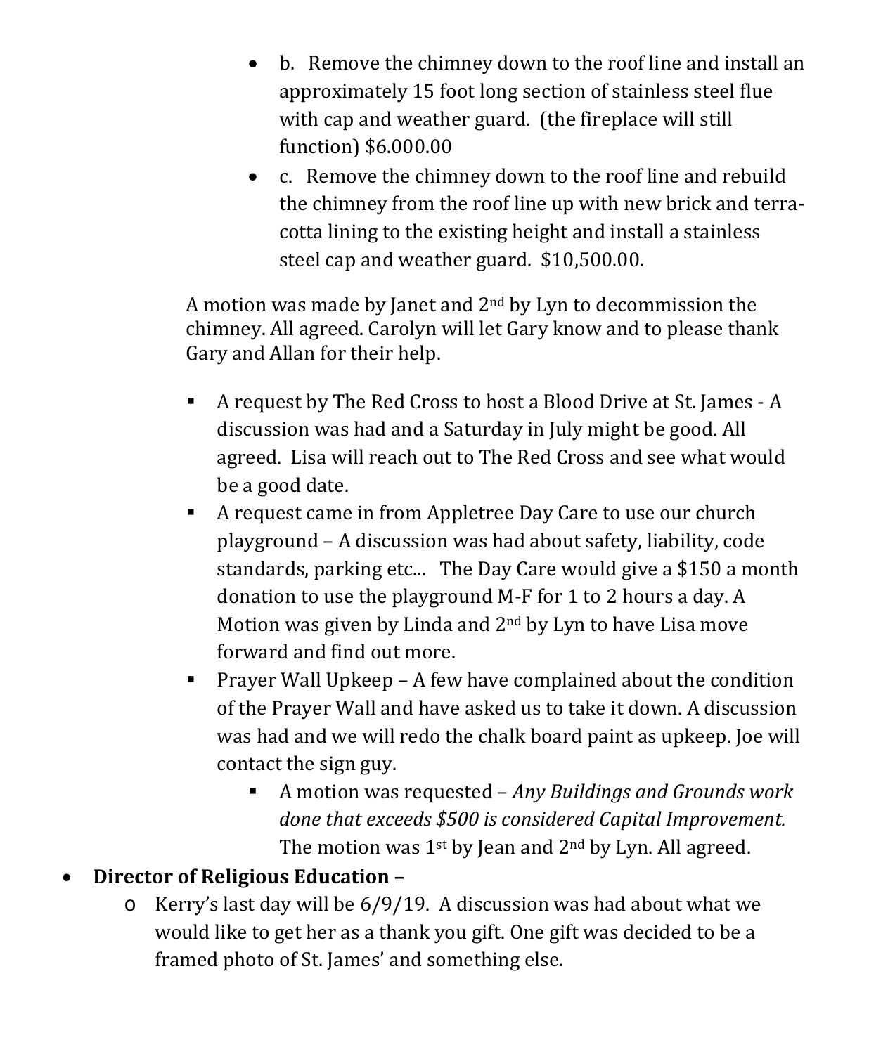- b. Remove the chimney down to the roof line and install an approximately 15 foot long section of stainless steel flue with cap and weather guard. (the fireplace will still function) $6.000.00
- c. Remove the chimney down to the roof line and rebuild the chimney from the roof line up with new brick and terra-cotta lining to the existing height and install a stainless steel cap and weather guard. $10,500.00.

A motion was made by Janet and 2nd by Lyn to decommission the chimney. All agreed. Carolyn will let Gary know and to please thank Gary and Allan for their help.

- A request by The Red Cross to host a Blood Drive at St. James - A discussion was had and a Saturday in July might be good. All agreed. Lisa will reach out to The Red Cross and see what would be a good date.
- A request came in from Appletree Day Care to use our church playground – A discussion was had about safety, liability, code standards, parking etc... The Day Care would give a $150 a month donation to use the playground M-F for 1 to 2 hours a day. A Motion was given by Linda and 2nd by Lyn to have Lisa move forward and find out more.
- Prayer Wall Upkeep – A few have complained about the condition of the Prayer Wall and have asked us to take it down. A discussion was had and we will redo the chalk board paint as upkeep. Joe will contact the sign guy.
  - A motion was requested – *Any Buildings and Grounds work done that exceeds $500 is considered Capital Improvement.* The motion was 1st by Jean and 2nd by Lyn. All agreed.

- **Director of Religious Education –**
  - Kerry's last day will be 6/9/19. A discussion was had about what we would like to get her as a thank you gift. One gift was decided to be a framed photo of St. James' and something else.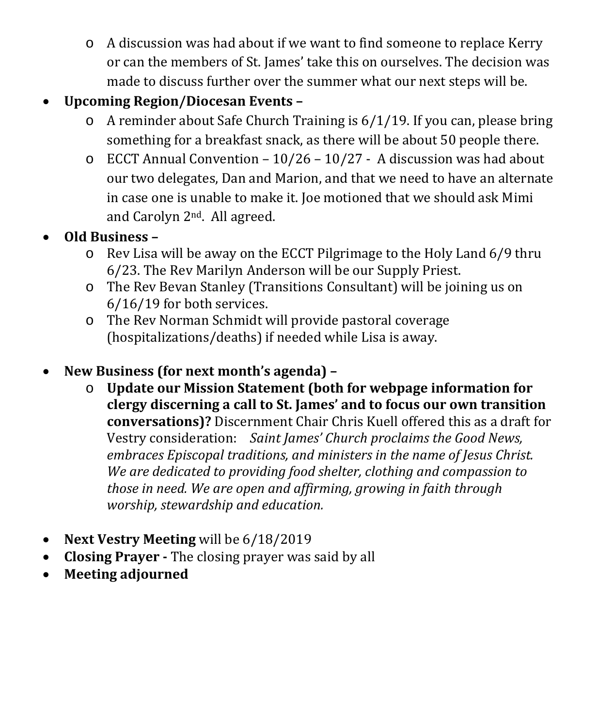- A discussion was had about if we want to find someone to replace Kerry or can the members of St. James' take this on ourselves. The decision was made to discuss further over the summer what our next steps will be.

- **Upcoming Region/Diocesan Events –**
  - A reminder about Safe Church Training is 6/1/19. If you can, please bring something for a breakfast snack, as there will be about 50 people there.
  - ECCT Annual Convention – 10/26 – 10/27 - A discussion was had about our two delegates, Dan and Marion, and that we need to have an alternate in case one is unable to make it. Joe motioned that we should ask Mimi and Carolyn 2nd. All agreed.
- **Old Business –**
  - Rev Lisa will be away on the ECCT Pilgrimage to the Holy Land 6/9 thru 6/23. The Rev Marilyn Anderson will be our Supply Priest.
  - The Rev Bevan Stanley (Transitions Consultant) will be joining us on 6/16/19 for both services.
  - The Rev Norman Schmidt will provide pastoral coverage (hospitalizations/deaths) if needed while Lisa is away.

- **New Business (for next month's agenda) –**
  - **Update our Mission Statement (both for webpage information for clergy discerning a call to St. James' and to focus our own transition conversations)?** Discernment Chair Chris Kuell offered this as a draft for Vestry consideration: *Saint James' Church proclaims the Good News, embraces Episcopal traditions, and ministers in the name of Jesus Christ. We are dedicated to providing food shelter, clothing and compassion to those in need. We are open and affirming, growing in faith through worship, stewardship and education.*

- **Next Vestry Meeting** will be 6/18/2019
- **Closing Prayer -** The closing prayer was said by all
- **Meeting adjourned**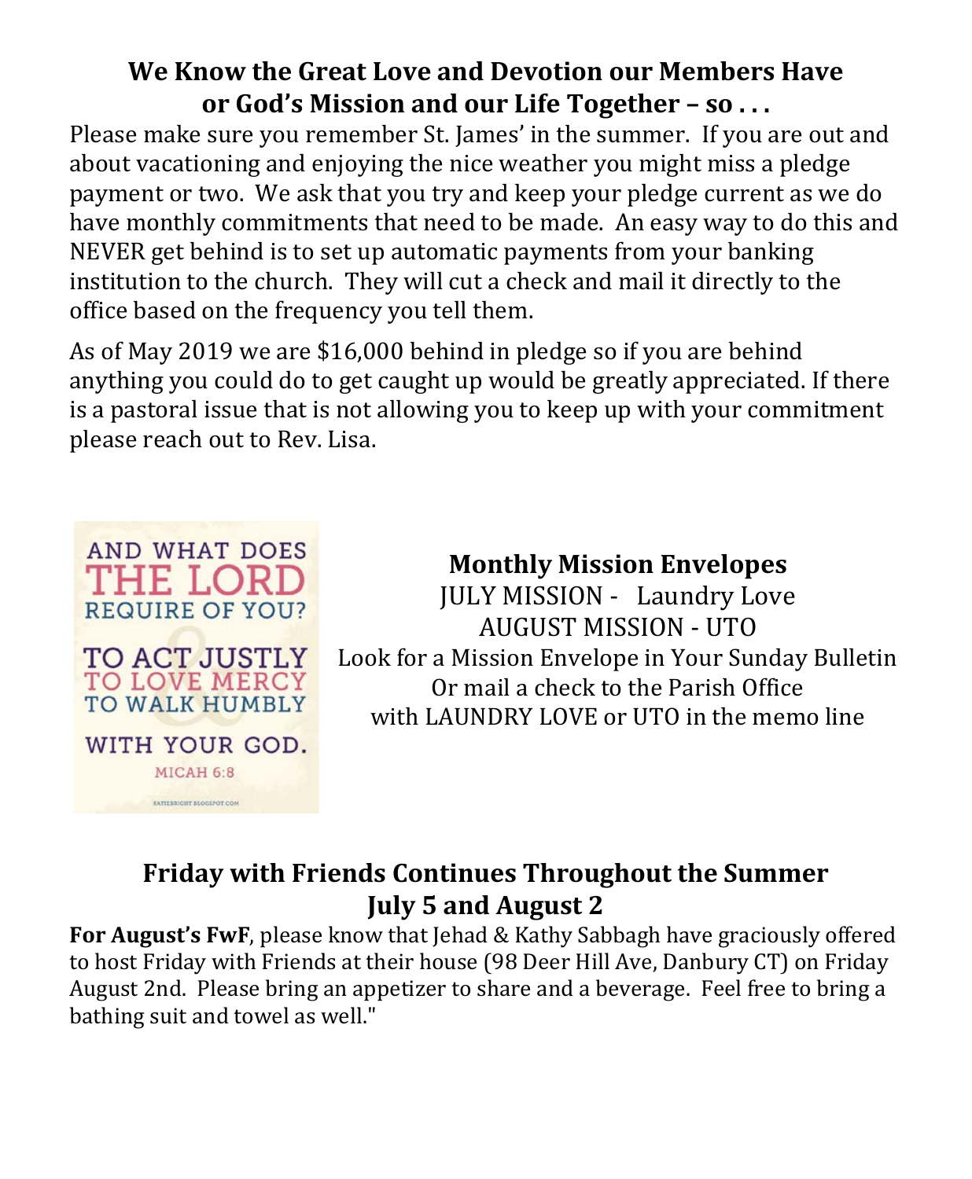## We Know the Great Love and Devotion our Members Have or God's Mission and our Life Together – so . . .

Please make sure you remember St. James' in the summer. If you are out and about vacationing and enjoying the nice weather you might miss a pledge payment or two. We ask that you try and keep your pledge current as we do have monthly commitments that need to be made. An easy way to do this and NEVER get behind is to set up automatic payments from your banking institution to the church. They will cut a check and mail it directly to the office based on the frequency you tell them.

As of May 2019 we are $16,000 behind in pledge so if you are behind anything you could do to get caught up would be greatly appreciated. If there is a pastoral issue that is not allowing you to keep up with your commitment please reach out to Rev. Lisa.

AND WHAT DOES THE LORD REQUIRE OF YOU?
TO ACT JUSTLY & TO LOVE MERCY & TO WALK HUMBLY WITH YOUR GOD.
MICAH 6:8

### Monthly Mission Envelopes

JULY MISSION - Laundry Love
AUGUST MISSION - UTO
Look for a Mission Envelope in Your Sunday Bulletin
Or mail a check to the Parish Office
with LAUNDRY LOVE or UTO in the memo line

## Friday with Friends Continues Throughout the Summer July 5 and August 2

**For August's FwF**, please know that Jehad & Kathy Sabbagh have graciously offered to host Friday with Friends at their house (98 Deer Hill Ave, Danbury CT) on Friday August 2nd. Please bring an appetizer to share and a beverage. Feel free to bring a bathing suit and towel as well."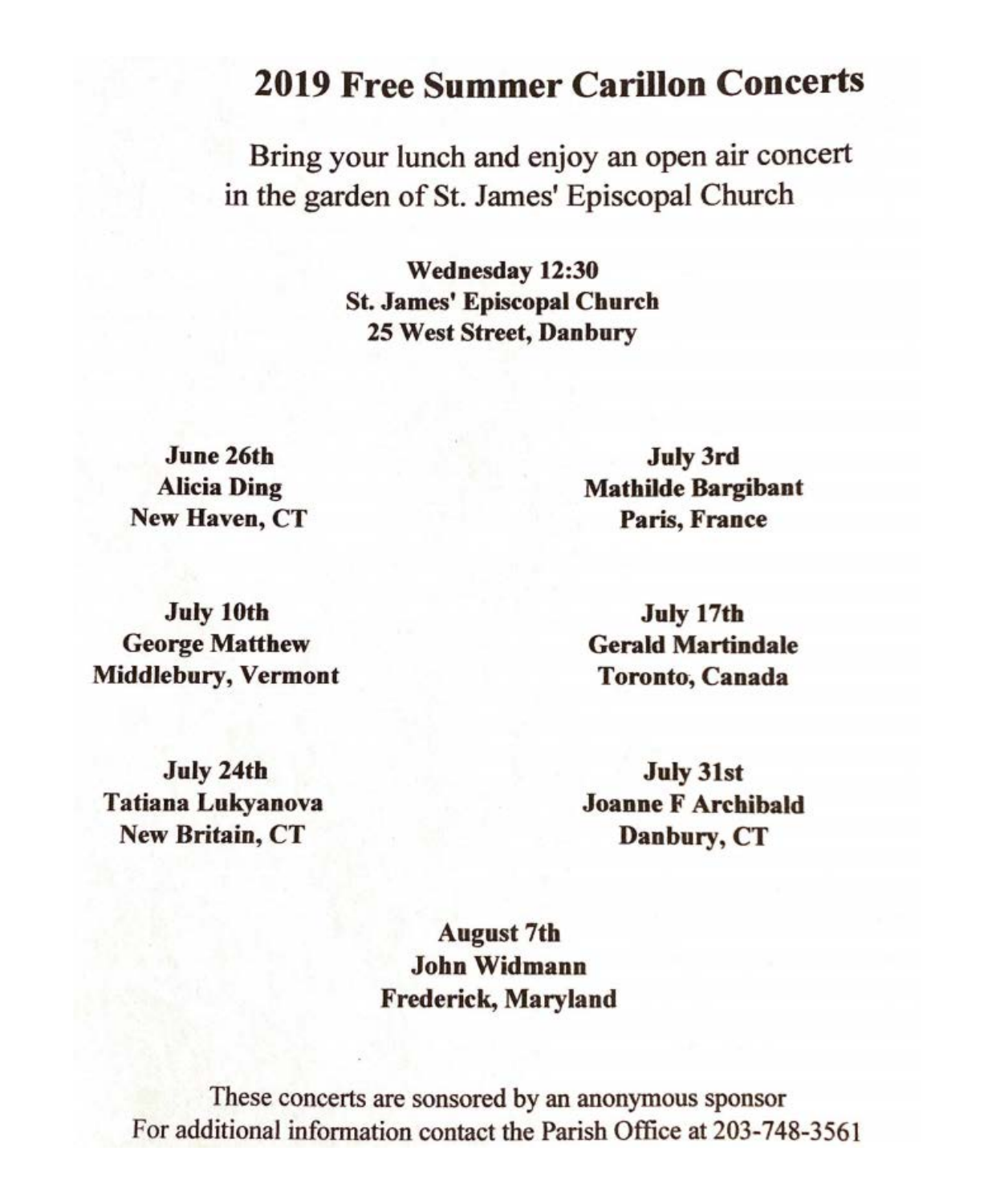# 2019 Free Summer Carillon Concerts

Bring your lunch and enjoy an open air concert in the garden of St. James' Episcopal Church

**Wednesday 12:30**
**St. James' Episcopal Church**
**25 West Street, Danbury**

**June 26th**
**Alicia Ding**
**New Haven, CT**

**July 3rd**
**Mathilde Bargibant**
**Paris, France**

**July 10th**
**George Matthew**
**Middlebury, Vermont**

**July 17th**
**Gerald Martindale**
**Toronto, Canada**

**July 24th**
**Tatiana Lukyanova**
**New Britain, CT**

**July 31st**
**Joanne F Archibald**
**Danbury, CT**

**August 7th**
**John Widmann**
**Frederick, Maryland**

These concerts are sonsored by an anonymous sponsor
For additional information contact the Parish Office at 203-748-3561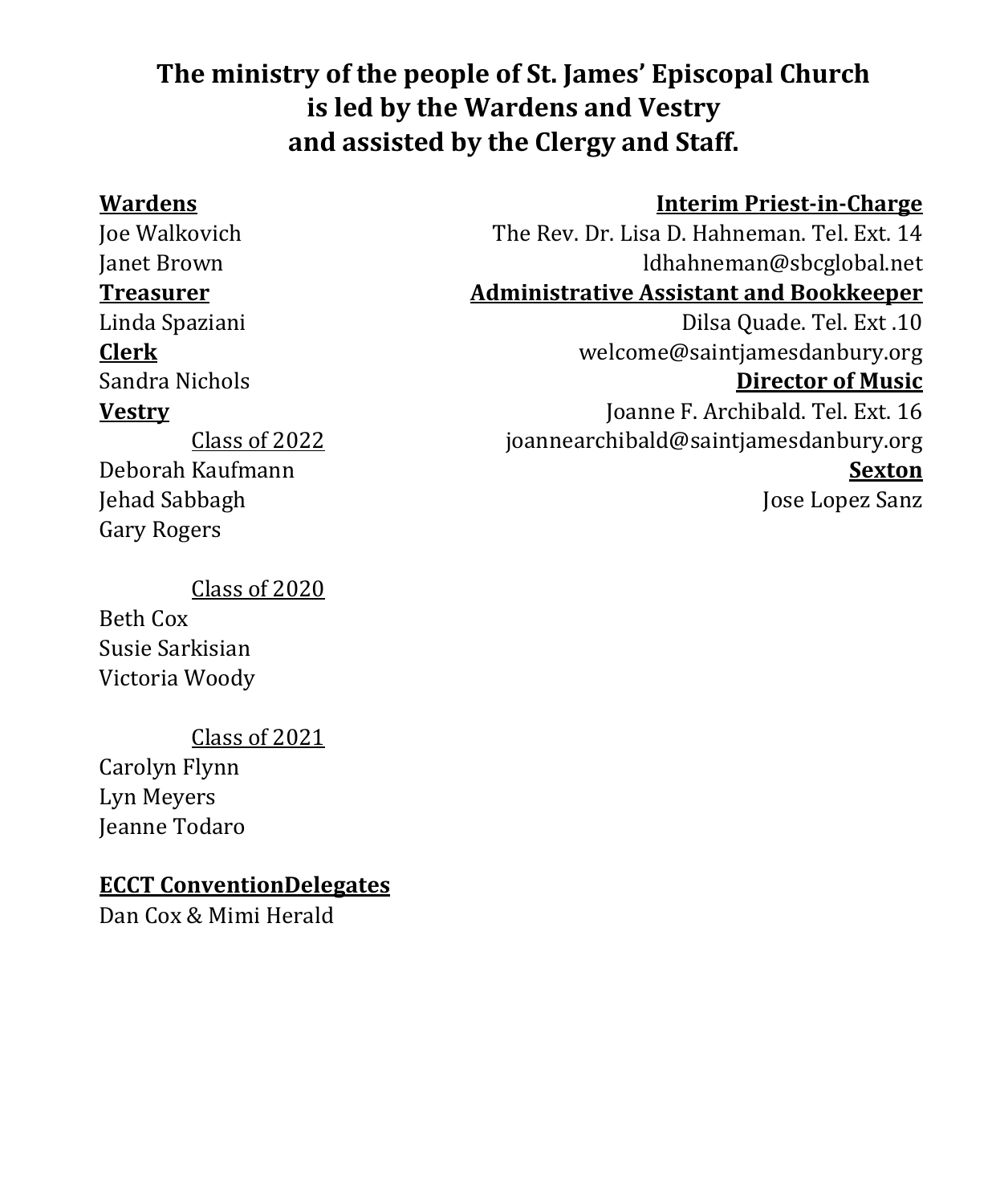## The ministry of the people of St. James' Episcopal Church is led by the Wardens and Vestry and assisted by the Clergy and Staff.

**Wardens**
Joe Walkovich
Janet Brown

**Treasurer**
Linda Spaziani

**Clerk**
Sandra Nichols

**Vestry**

Class of 2022
Deborah Kaufmann
Jehad Sabbagh
Gary Rogers

Class of 2020
Beth Cox
Susie Sarkisian
Victoria Woody

Class of 2021
Carolyn Flynn
Lyn Meyers
Jeanne Todaro

**ECCT ConventionDelegates**
Dan Cox & Mimi Herald

**Interim Priest-in-Charge**
The Rev. Dr. Lisa D. Hahneman. Tel. Ext. 14
ldhahneman@sbcglobal.net

**Administrative Assistant and Bookkeeper**
Dilsa Quade. Tel. Ext .10
welcome@saintjamesdanbury.org

**Director of Music**
Joanne F. Archibald. Tel. Ext. 16
joannearchibald@saintjamesdanbury.org

**Sexton**
Jose Lopez Sanz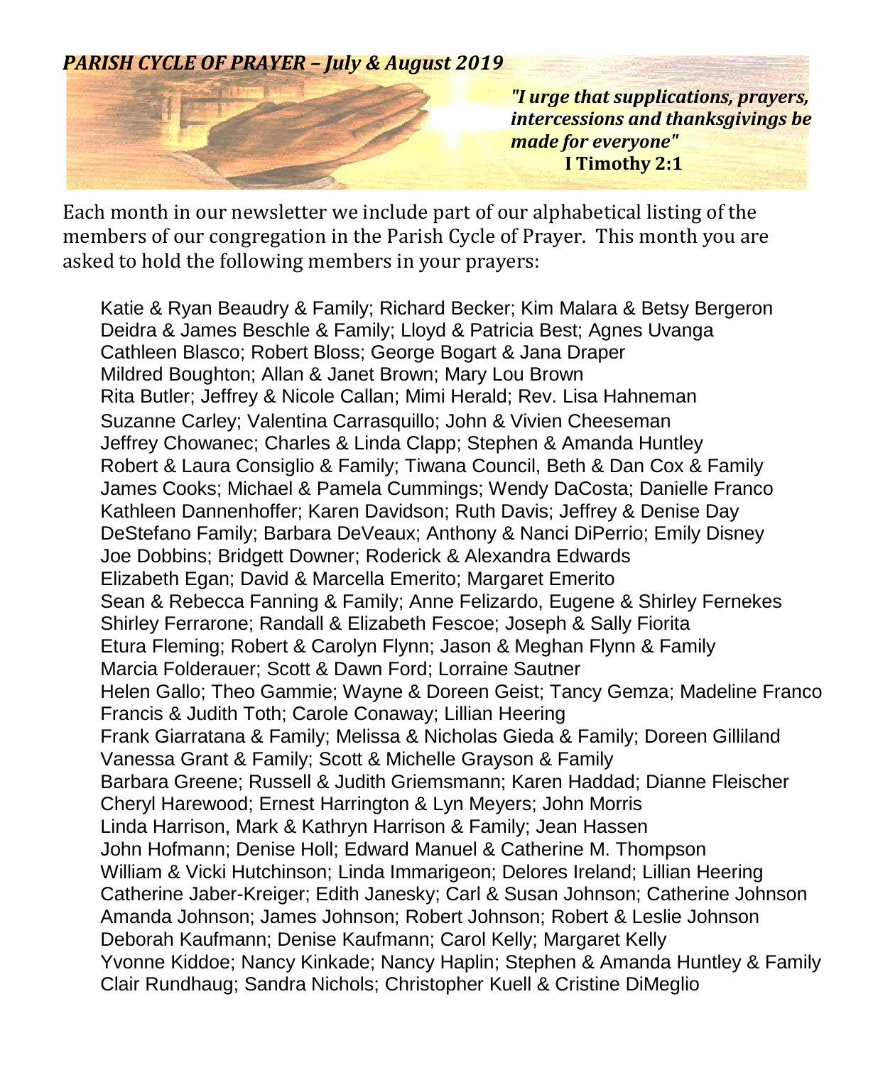***PARISH CYCLE OF PRAYER – July & August 2019***

***"I urge that supplications, prayers, intercessions and thanksgivings be made for everyone"***
**I Timothy 2:1**

Each month in our newsletter we include part of our alphabetical listing of the members of our congregation in the Parish Cycle of Prayer. This month you are asked to hold the following members in your prayers:

Katie & Ryan Beaudry & Family; Richard Becker; Kim Malara & Betsy Bergeron
Deidra & James Beschle & Family; Lloyd & Patricia Best; Agnes Uvanga
Cathleen Blasco; Robert Bloss; George Bogart & Jana Draper
Mildred Boughton; Allan & Janet Brown; Mary Lou Brown
Rita Butler; Jeffrey & Nicole Callan; Mimi Herald; Rev. Lisa Hahneman
Suzanne Carley; Valentina Carrasquillo; John & Vivien Cheeseman
Jeffrey Chowanec; Charles & Linda Clapp; Stephen & Amanda Huntley
Robert & Laura Consiglio & Family; Tiwana Council, Beth & Dan Cox & Family
James Cooks; Michael & Pamela Cummings; Wendy DaCosta; Danielle Franco
Kathleen Dannenhoffer; Karen Davidson; Ruth Davis; Jeffrey & Denise Day
DeStefano Family; Barbara DeVeaux; Anthony & Nanci DiPerrio; Emily Disney
Joe Dobbins; Bridgett Downer; Roderick & Alexandra Edwards
Elizabeth Egan; David & Marcella Emerito; Margaret Emerito
Sean & Rebecca Fanning & Family; Anne Felizardo, Eugene & Shirley Fernekes
Shirley Ferrarone; Randall & Elizabeth Fescoe; Joseph & Sally Fiorita
Etura Fleming; Robert & Carolyn Flynn; Jason & Meghan Flynn & Family
Marcia Folderauer; Scott & Dawn Ford; Lorraine Sautner
Helen Gallo; Theo Gammie; Wayne & Doreen Geist; Tancy Gemza; Madeline Franco
Francis & Judith Toth; Carole Conaway; Lillian Heering
Frank Giarratana & Family; Melissa & Nicholas Gieda & Family; Doreen Gilliland
Vanessa Grant & Family; Scott & Michelle Grayson & Family
Barbara Greene; Russell & Judith Griemsmann; Karen Haddad; Dianne Fleischer
Cheryl Harewood; Ernest Harrington & Lyn Meyers; John Morris
Linda Harrison, Mark & Kathryn Harrison & Family; Jean Hassen
John Hofmann; Denise Holl; Edward Manuel & Catherine M. Thompson
William & Vicki Hutchinson; Linda Immarigeon; Delores Ireland; Lillian Heering
Catherine Jaber-Kreiger; Edith Janesky; Carl & Susan Johnson; Catherine Johnson
Amanda Johnson; James Johnson; Robert Johnson; Robert & Leslie Johnson
Deborah Kaufmann; Denise Kaufmann; Carol Kelly; Margaret Kelly
Yvonne Kiddoe; Nancy Kinkade; Nancy Haplin; Stephen & Amanda Huntley & Family
Clair Rundhaug; Sandra Nichols; Christopher Kuell & Cristine DiMeglio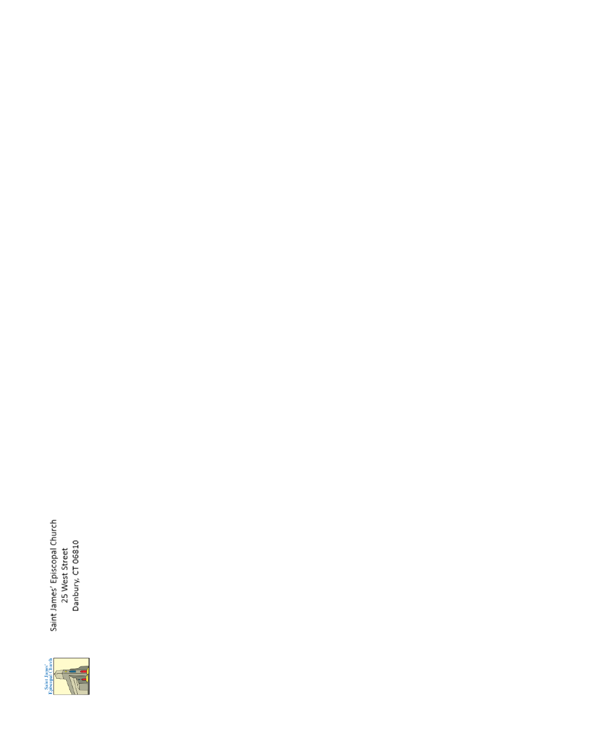Saint James' Episcopal Church
25 West Street
Danbury, CT 06810